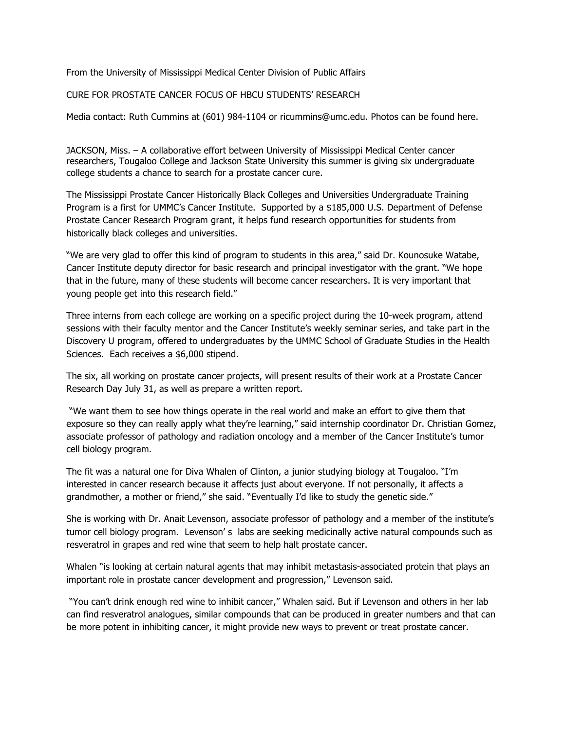From the University of Mississippi Medical Center Division of Public Affairs

# CURE FOR PROSTATE CANCER FOCUS OF HBCU STUDENTS' RESEARCH

Media contact: Ruth Cummins at (601) 984-1104 or ricummins@umc.edu. Photos can be found here.

JACKSON, Miss. – A collaborative effort between University of Mississippi Medical Center cancer researchers, Tougaloo College and Jackson State University this summer is giving six undergraduate college students a chance to search for a prostate cancer cure.

The Mississippi Prostate Cancer Historically Black Colleges and Universities Undergraduate Training Program is a first for UMMC's Cancer Institute. Supported by a $185,000 U.S. Department of Defense Prostate Cancer Research Program grant, it helps fund research opportunities for students from historically black colleges and universities.

"We are very glad to offer this kind of program to students in this area," said Dr. Kounosuke Watabe, Cancer Institute deputy director for basic research and principal investigator with the grant. "We hope that in the future, many of these students will become cancer researchers. It is very important that young people get into this research field."

Three interns from each college are working on a specific project during the 10-week program, attend sessions with their faculty mentor and the Cancer Institute's weekly seminar series, and take part in the Discovery U program, offered to undergraduates by the UMMC School of Graduate Studies in the Health Sciences. Each receives a $6,000 stipend.

The six, all working on prostate cancer projects, will present results of their work at a Prostate Cancer Research Day July 31, as well as prepare a written report.

"We want them to see how things operate in the real world and make an effort to give them that exposure so they can really apply what they're learning," said internship coordinator Dr. Christian Gomez, associate professor of pathology and radiation oncology and a member of the Cancer Institute's tumor cell biology program.

The fit was a natural one for Diva Whalen of Clinton, a junior studying biology at Tougaloo. "I'm interested in cancer research because it affects just about everyone. If not personally, it affects a grandmother, a mother or friend," she said. "Eventually I'd like to study the genetic side."

She is working with Dr. Anait Levenson, associate professor of pathology and a member of the institute's tumor cell biology program. Levenson' s labs are seeking medicinally active natural compounds such as resveratrol in grapes and red wine that seem to help halt prostate cancer.

Whalen "is looking at certain natural agents that may inhibit metastasis-associated protein that plays an important role in prostate cancer development and progression," Levenson said.

"You can't drink enough red wine to inhibit cancer," Whalen said. But if Levenson and others in her lab can find resveratrol analogues, similar compounds that can be produced in greater numbers and that can be more potent in inhibiting cancer, it might provide new ways to prevent or treat prostate cancer.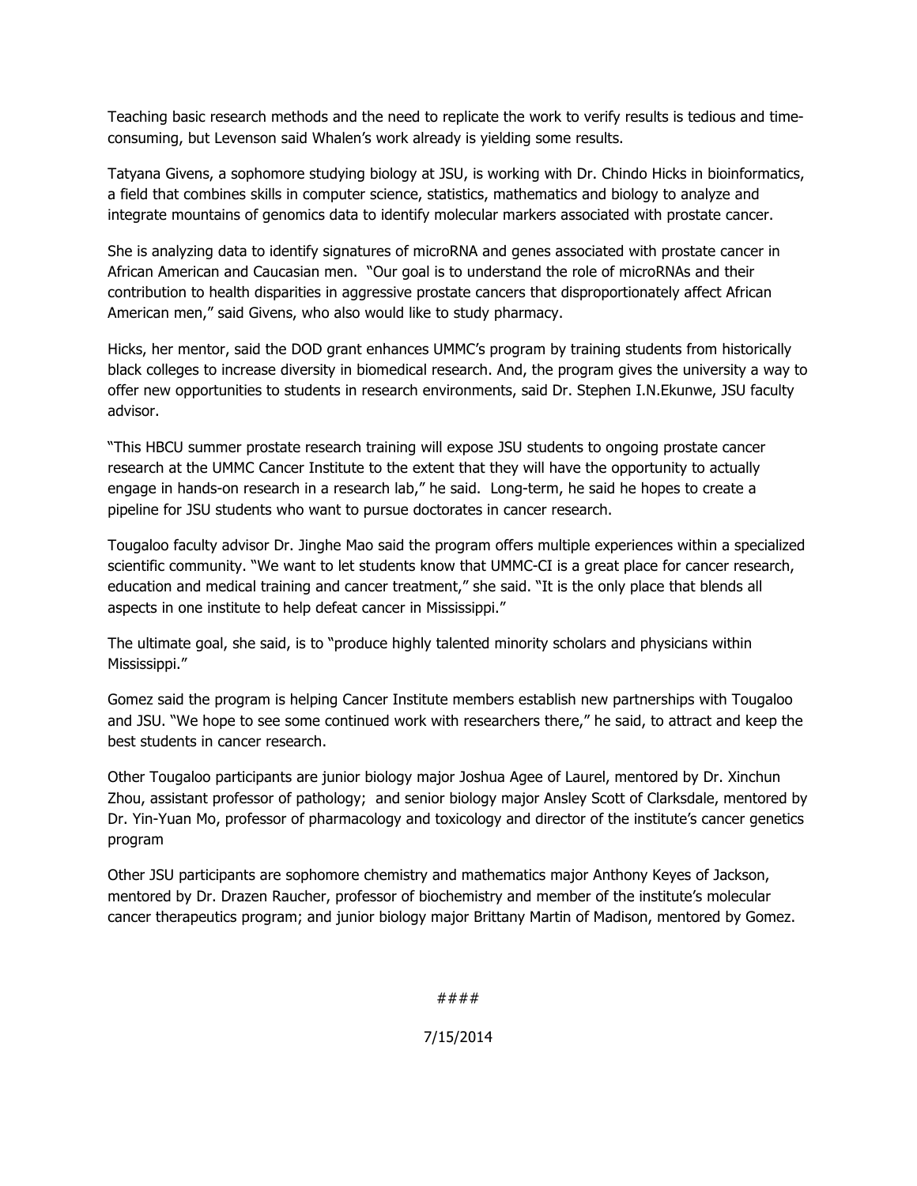Teaching basic research methods and the need to replicate the work to verify results is tedious and time-consuming, but Levenson said Whalen's work already is yielding some results.

Tatyana Givens, a sophomore studying biology at JSU, is working with Dr. Chindo Hicks in bioinformatics, a field that combines skills in computer science, statistics, mathematics and biology to analyze and integrate mountains of genomics data to identify molecular markers associated with prostate cancer.

She is analyzing data to identify signatures of microRNA and genes associated with prostate cancer in African American and Caucasian men. "Our goal is to understand the role of microRNAs and their contribution to health disparities in aggressive prostate cancers that disproportionately affect African American men," said Givens, who also would like to study pharmacy.

Hicks, her mentor, said the DOD grant enhances UMMC's program by training students from historically black colleges to increase diversity in biomedical research. And, the program gives the university a way to offer new opportunities to students in research environments, said Dr. Stephen I.N.Ekunwe, JSU faculty advisor.

"This HBCU summer prostate research training will expose JSU students to ongoing prostate cancer research at the UMMC Cancer Institute to the extent that they will have the opportunity to actually engage in hands-on research in a research lab," he said. Long-term, he said he hopes to create a pipeline for JSU students who want to pursue doctorates in cancer research.

Tougaloo faculty advisor Dr. Jinghe Mao said the program offers multiple experiences within a specialized scientific community. "We want to let students know that UMMC-CI is a great place for cancer research, education and medical training and cancer treatment," she said. "It is the only place that blends all aspects in one institute to help defeat cancer in Mississippi."

The ultimate goal, she said, is to "produce highly talented minority scholars and physicians within Mississippi."

Gomez said the program is helping Cancer Institute members establish new partnerships with Tougaloo and JSU. "We hope to see some continued work with researchers there," he said, to attract and keep the best students in cancer research.

Other Tougaloo participants are junior biology major Joshua Agee of Laurel, mentored by Dr. Xinchun Zhou, assistant professor of pathology; and senior biology major Ansley Scott of Clarksdale, mentored by Dr. Yin-Yuan Mo, professor of pharmacology and toxicology and director of the institute's cancer genetics program

Other JSU participants are sophomore chemistry and mathematics major Anthony Keyes of Jackson, mentored by Dr. Drazen Raucher, professor of biochemistry and member of the institute's molecular cancer therapeutics program; and junior biology major Brittany Martin of Madison, mentored by Gomez.

####

7/15/2014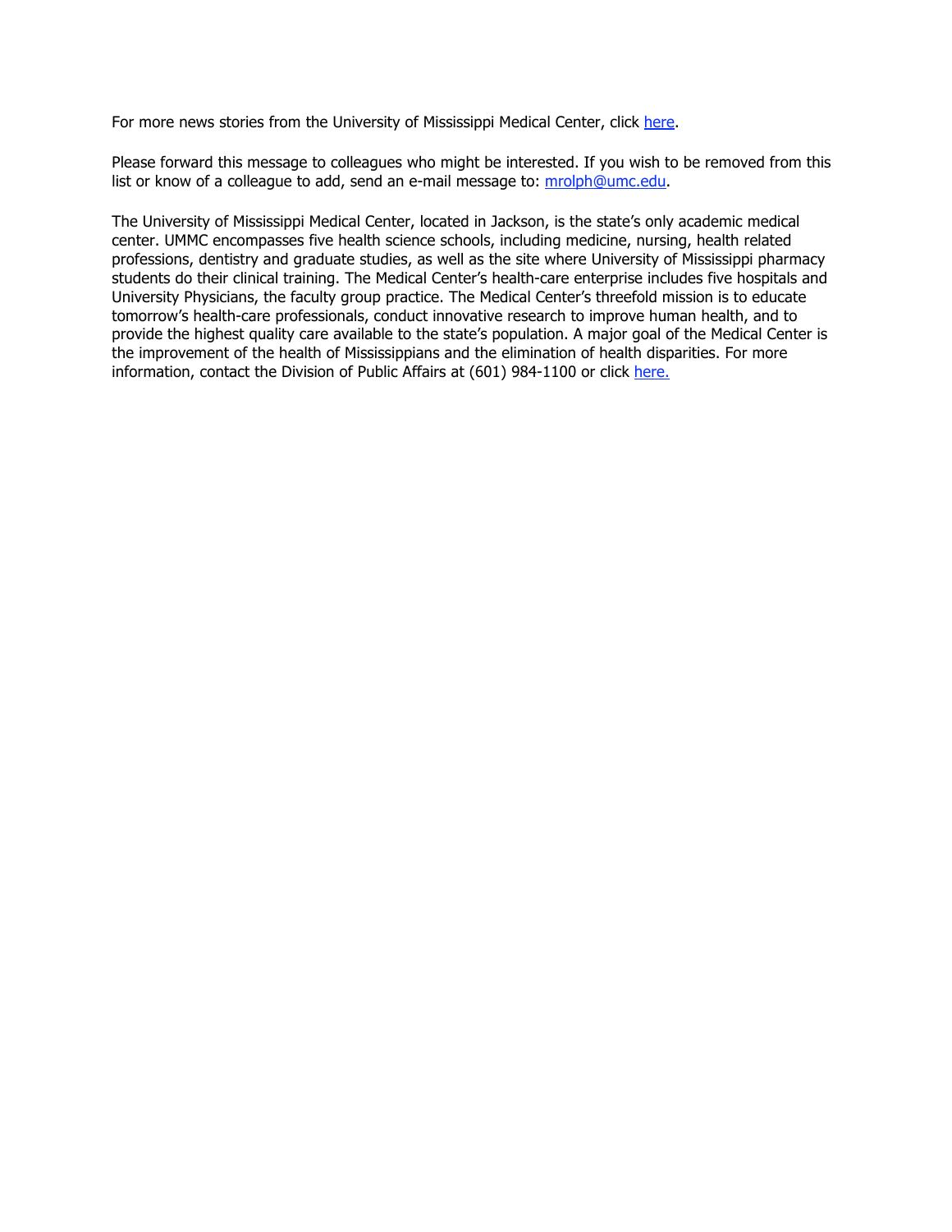For more news stories from the University of Mississippi Medical Center, click here.

Please forward this message to colleagues who might be interested. If you wish to be removed from this list or know of a colleague to add, send an e-mail message to: mrolph@umc.edu.

The University of Mississippi Medical Center, located in Jackson, is the state's only academic medical center. UMMC encompasses five health science schools, including medicine, nursing, health related professions, dentistry and graduate studies, as well as the site where University of Mississippi pharmacy students do their clinical training. The Medical Center's health-care enterprise includes five hospitals and University Physicians, the faculty group practice. The Medical Center's threefold mission is to educate tomorrow's health-care professionals, conduct innovative research to improve human health, and to provide the highest quality care available to the state's population. A major goal of the Medical Center is the improvement of the health of Mississippians and the elimination of health disparities. For more information, contact the Division of Public Affairs at (601) 984-1100 or click here.